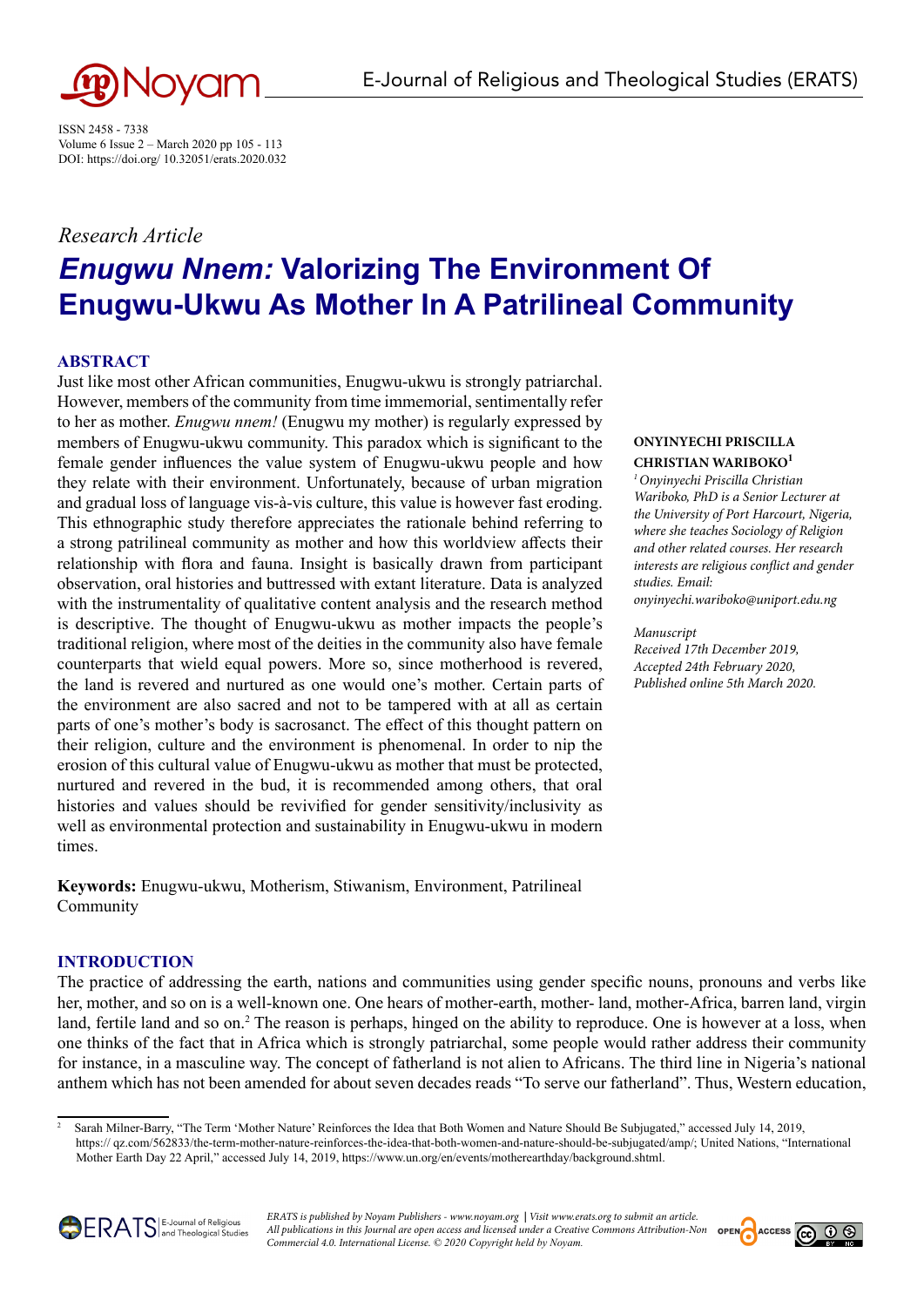ISSN 2458 - 7338
Volume 6 Issue 2 – March 2020 pp 105 - 113
DOI: https://doi.org/ 10.32051/erats.2020.032

*Research Article*

# *Enugwu Nnem:* Valorizing The Environment Of Enugwu-Ukwu As Mother In A Patrilineal Community

## ABSTRACT

Just like most other African communities, Enugwu-ukwu is strongly patriarchal. However, members of the community from time immemorial, sentimentally refer to her as mother. *Enugwu nnem!* (Enugwu my mother) is regularly expressed by members of Enugwu-ukwu community. This paradox which is significant to the female gender influences the value system of Enugwu-ukwu people and how they relate with their environment. Unfortunately, because of urban migration and gradual loss of language vis-à-vis culture, this value is however fast eroding. This ethnographic study therefore appreciates the rationale behind referring to a strong patrilineal community as mother and how this worldview affects their relationship with flora and fauna. Insight is basically drawn from participant observation, oral histories and buttressed with extant literature. Data is analyzed with the instrumentality of qualitative content analysis and the research method is descriptive. The thought of Enugwu-ukwu as mother impacts the people's traditional religion, where most of the deities in the community also have female counterparts that wield equal powers. More so, since motherhood is revered, the land is revered and nurtured as one would one's mother. Certain parts of the environment are also sacred and not to be tampered with at all as certain parts of one's mother's body is sacrosanct. The effect of this thought pattern on their religion, culture and the environment is phenomenal. In order to nip the erosion of this cultural value of Enugwu-ukwu as mother that must be protected, nurtured and revered in the bud, it is recommended among others, that oral histories and values should be revivified for gender sensitivity/inclusivity as well as environmental protection and sustainability in Enugwu-ukwu in modern times.

**ONYINYECHI PRISCILLA CHRISTIAN WARIBOKO[1]**

*[1] Onyinyechi Priscilla Christian Wariboko, PhD is a Senior Lecturer at the University of Port Harcourt, Nigeria, where she teaches Sociology of Religion and other related courses. Her research interests are religious conflict and gender studies. Email: onyinyechi.wariboko@uniport.edu.ng*

*Manuscript*
*Received 17th December 2019,*
*Accepted 24th February 2020,*
*Published online 5th March 2020.*

**Keywords:** Enugwu-ukwu, Motherism, Stiwanism, Environment, Patrilineal Community

## INTRODUCTION

The practice of addressing the earth, nations and communities using gender specific nouns, pronouns and verbs like her, mother, and so on is a well-known one. One hears of mother-earth, mother- land, mother-Africa, barren land, virgin land, fertile land and so on.[2] The reason is perhaps, hinged on the ability to reproduce. One is however at a loss, when one thinks of the fact that in Africa which is strongly patriarchal, some people would rather address their community for instance, in a masculine way. The concept of fatherland is not alien to Africans. The third line in Nigeria's national anthem which has not been amended for about seven decades reads "To serve our fatherland". Thus, Western education,

[2] Sarah Milner-Barry, "The Term 'Mother Nature' Reinforces the Idea that Both Women and Nature Should Be Subjugated," accessed July 14, 2019, https:// qz.com/562833/the-term-mother-nature-reinforces-the-idea-that-both-women-and-nature-should-be-subjugated/amp/; United Nations, "International Mother Earth Day 22 April," accessed July 14, 2019, https://www.un.org/en/events/motherearthday/background.shtml.

ERATS is published by Noyam Publishers - www.noyam.org | Visit www.erats.org to submit an article. All publications in this Journal are open access and licensed under a Creative Commons Attribution-Non Commercial 4.0. International License. © 2020 Copyright held by Noyam.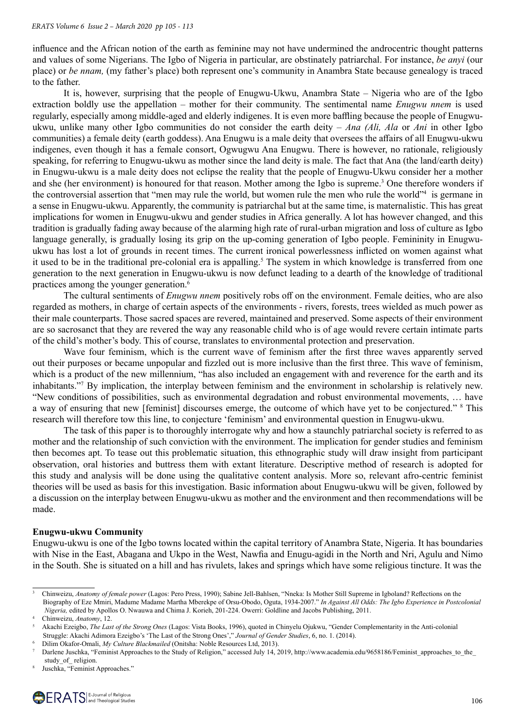influence and the African notion of the earth as feminine may not have undermined the androcentric thought patterns and values of some Nigerians. The Igbo of Nigeria in particular, are obstinately patriarchal. For instance, *be anyi* (our place) or *be nnam,* (my father's place) both represent one's community in Anambra State because genealogy is traced to the father.

It is, however, surprising that the people of Enugwu-Ukwu, Anambra State – Nigeria who are of the Igbo extraction boldly use the appellation – mother for their community. The sentimental name *Enugwu nnem* is used regularly, especially among middle-aged and elderly indigenes. It is even more baffling because the people of Enugwu-ukwu, unlike many other Igbo communities do not consider the earth deity – *Ana (Ali, Ala* or *Ani* in other Igbo communities) a female deity (earth goddess). Ana Enugwu is a male deity that oversees the affairs of all Enugwu-ukwu indigenes, even though it has a female consort, Ogwugwu Ana Enugwu. There is however, no rationale, religiously speaking, for referring to Enugwu-ukwu as mother since the land deity is male. The fact that Ana (the land/earth deity) in Enugwu-ukwu is a male deity does not eclipse the reality that the people of Enugwu-Ukwu consider her a mother and she (her environment) is honoured for that reason. Mother among the Igbo is supreme.[3] One therefore wonders if the controversial assertion that "men may rule the world, but women rule the men who rule the world"[4] is germane in a sense in Enugwu-ukwu. Apparently, the community is patriarchal but at the same time, is maternalistic. This has great implications for women in Enugwu-ukwu and gender studies in Africa generally. A lot has however changed, and this tradition is gradually fading away because of the alarming high rate of rural-urban migration and loss of culture as Igbo language generally, is gradually losing its grip on the up-coming generation of Igbo people. Femininity in Enugwu-ukwu has lost a lot of grounds in recent times. The current ironical powerlessness inflicted on women against what it used to be in the traditional pre-colonial era is appalling.[5] The system in which knowledge is transferred from one generation to the next generation in Enugwu-ukwu is now defunct leading to a dearth of the knowledge of traditional practices among the younger generation.[6]

The cultural sentiments of *Enugwu nnem* positively robs off on the environment. Female deities, who are also regarded as mothers, in charge of certain aspects of the environments - rivers, forests, trees wielded as much power as their male counterparts. Those sacred spaces are revered, maintained and preserved. Some aspects of their environment are so sacrosanct that they are revered the way any reasonable child who is of age would revere certain intimate parts of the child's mother's body. This of course, translates to environmental protection and preservation.

Wave four feminism, which is the current wave of feminism after the first three waves apparently served out their purposes or became unpopular and fizzled out is more inclusive than the first three. This wave of feminism, which is a product of the new millennium, "has also included an engagement with and reverence for the earth and its inhabitants."[7] By implication, the interplay between feminism and the environment in scholarship is relatively new. "New conditions of possibilities, such as environmental degradation and robust environmental movements, … have a way of ensuring that new [feminist] discourses emerge, the outcome of which have yet to be conjectured." [8] This research will therefore tow this line, to conjecture 'feminism' and environmental question in Enugwu-ukwu.

The task of this paper is to thoroughly interrogate why and how a staunchly patriarchal society is referred to as mother and the relationship of such conviction with the environment. The implication for gender studies and feminism then becomes apt. To tease out this problematic situation, this ethnographic study will draw insight from participant observation, oral histories and buttress them with extant literature. Descriptive method of research is adopted for this study and analysis will be done using the qualitative content analysis. More so, relevant afro-centric feminist theories will be used as basis for this investigation. Basic information about Enugwu-ukwu will be given, followed by a discussion on the interplay between Enugwu-ukwu as mother and the environment and then recommendations will be made.

**Enugwu-ukwu Community**

Enugwu-ukwu is one of the Igbo towns located within the capital territory of Anambra State, Nigeria. It has boundaries with Nise in the East, Abagana and Ukpo in the West, Nawfia and Enugu-agidi in the North and Nri, Agulu and Nimo in the South. She is situated on a hill and has rivulets, lakes and springs which have some religious tincture. It was the

---

[3] Chinweizu, *Anatomy of female power* (Lagos: Pero Press, 1990); Sabine Jell-Bahlsen, "Nneka: Is Mother Still Supreme in Igboland? Reflections on the Biography of Eze Mmiri, Madume Madame Martha Mberekpe of Orsu-Obodo, Oguta, 1934-2007." *In Against All Odds: The Igbo Experience in Postcolonial Nigeria,* edited by Apollos O. Nwauwa and Chima J. Korieh, 201-224. Owerri: Goldline and Jacobs Publishing, 2011.

[4] Chinweizu, *Anatomy*, 12.

[5] Akachi Ezeigbo, *The Last of the Strong Ones* (Lagos: Vista Books, 1996), quoted in Chinyelu Ojukwu, "Gender Complementarity in the Anti-colonial Struggle: Akachi Adimora Ezeigbo's 'The Last of the Strong Ones'," *Journal of Gender Studies*, 6, no. 1. (2014).

[6] Dilim Okafor-Omali, *My Culture Blackmailed* (Onitsha: Noble Resources Ltd, 2013).

[7] Darlene Juschka, "Feminist Approaches to the Study of Religion," accessed July 14, 2019, http://www.academia.edu/9658186/Feminist_approaches_to_the_study_of_religion.

[8] Juschka, "Feminist Approaches."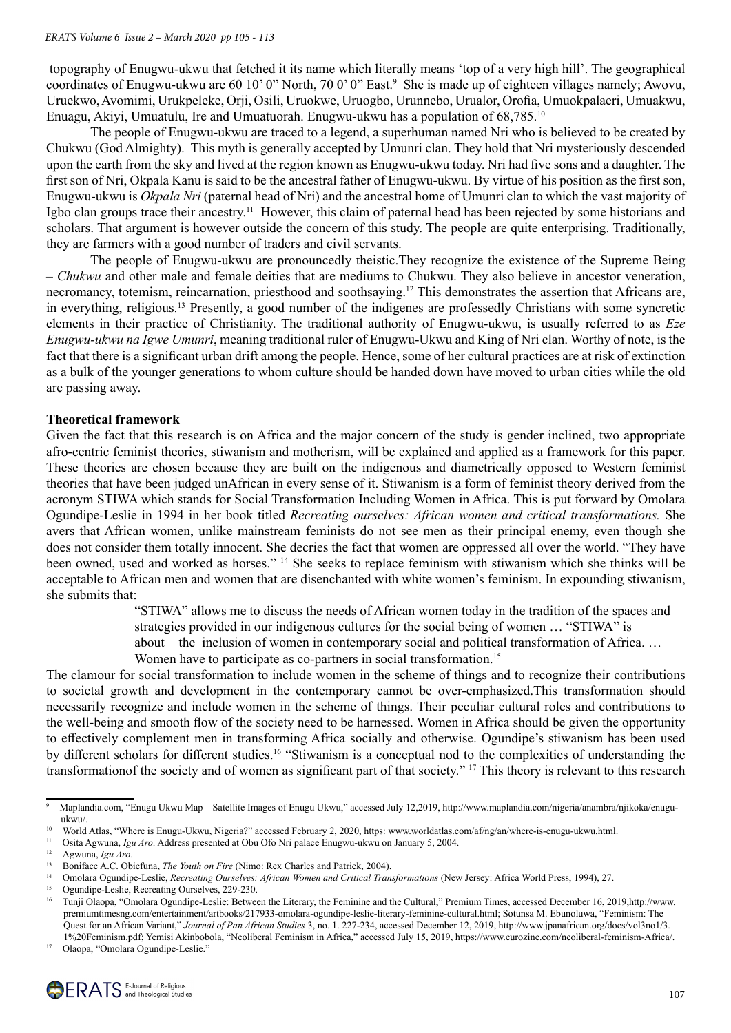topography of Enugwu-ukwu that fetched it its name which literally means 'top of a very high hill'. The geographical coordinates of Enugwu-ukwu are 60 10' 0" North, 70 0' 0" East.[9] She is made up of eighteen villages namely; Awovu, Uruekwo, Avomimi, Urukpeleke, Orji, Osili, Uruokwe, Uruogbo, Urunnebo, Urualor, Orofia, Umuokpalaeri, Umuakwu, Enuagu, Akiyi, Umuatulu, Ire and Umuatuorah. Enugwu-ukwu has a population of 68,785.[10]

The people of Enugwu-ukwu are traced to a legend, a superhuman named Nri who is believed to be created by Chukwu (God Almighty). This myth is generally accepted by Umunri clan. They hold that Nri mysteriously descended upon the earth from the sky and lived at the region known as Enugwu-ukwu today. Nri had five sons and a daughter. The first son of Nri, Okpala Kanu is said to be the ancestral father of Enugwu-ukwu. By virtue of his position as the first son, Enugwu-ukwu is *Okpala Nri* (paternal head of Nri) and the ancestral home of Umunri clan to which the vast majority of Igbo clan groups trace their ancestry.[11] However, this claim of paternal head has been rejected by some historians and scholars. That argument is however outside the concern of this study. The people are quite enterprising. Traditionally, they are farmers with a good number of traders and civil servants.

The people of Enugwu-ukwu are pronouncedly theistic.They recognize the existence of the Supreme Being – *Chukwu* and other male and female deities that are mediums to Chukwu. They also believe in ancestor veneration, necromancy, totemism, reincarnation, priesthood and soothsaying.[12] This demonstrates the assertion that Africans are, in everything, religious.[13] Presently, a good number of the indigenes are professedly Christians with some syncretic elements in their practice of Christianity. The traditional authority of Enugwu-ukwu, is usually referred to as *Eze Enugwu-ukwu na Igwe Umunri*, meaning traditional ruler of Enugwu-Ukwu and King of Nri clan. Worthy of note, is the fact that there is a significant urban drift among the people. Hence, some of her cultural practices are at risk of extinction as a bulk of the younger generations to whom culture should be handed down have moved to urban cities while the old are passing away.

**Theoretical framework**

Given the fact that this research is on Africa and the major concern of the study is gender inclined, two appropriate afro-centric feminist theories, stiwanism and motherism, will be explained and applied as a framework for this paper. These theories are chosen because they are built on the indigenous and diametrically opposed to Western feminist theories that have been judged unAfrican in every sense of it. Stiwanism is a form of feminist theory derived from the acronym STIWA which stands for Social Transformation Including Women in Africa. This is put forward by Omolara Ogundipe-Leslie in 1994 in her book titled *Recreating ourselves: African women and critical transformations.* She avers that African women, unlike mainstream feminists do not see men as their principal enemy, even though she does not consider them totally innocent. She decries the fact that women are oppressed all over the world. "They have been owned, used and worked as horses." [14] She seeks to replace feminism with stiwanism which she thinks will be acceptable to African men and women that are disenchanted with white women's feminism. In expounding stiwanism, she submits that:

> "STIWA" allows me to discuss the needs of African women today in the tradition of the spaces and strategies provided in our indigenous cultures for the social being of women … "STIWA" is about the inclusion of women in contemporary social and political transformation of Africa. … Women have to participate as co-partners in social transformation.[15]

The clamour for social transformation to include women in the scheme of things and to recognize their contributions to societal growth and development in the contemporary cannot be over-emphasized.This transformation should necessarily recognize and include women in the scheme of things. Their peculiar cultural roles and contributions to the well-being and smooth flow of the society need to be harnessed. Women in Africa should be given the opportunity to effectively complement men in transforming Africa socially and otherwise. Ogundipe's stiwanism has been used by different scholars for different studies.[16] "Stiwanism is a conceptual nod to the complexities of understanding the transformationof the society and of women as significant part of that society." [17] This theory is relevant to this research

---

[9] Maplandia.com, "Enugu Ukwu Map – Satellite Images of Enugu Ukwu," accessed July 12,2019, http://www.maplandia.com/nigeria/anambra/njikoka/enugu-ukwu/.

[10] World Atlas, "Where is Enugu-Ukwu, Nigeria?" accessed February 2, 2020, https: www.worldatlas.com/af/ng/an/where-is-enugu-ukwu.html.

[11] Osita Agwuna, *Igu Aro*. Address presented at Obu Ofo Nri palace Enugwu-ukwu on January 5, 2004.

[12] Agwuna, *Igu Aro*.

[13] Boniface A.C. Obiefuna, *The Youth on Fire* (Nimo: Rex Charles and Patrick, 2004).

[14] Omolara Ogundipe-Leslie, *Recreating Ourselves: African Women and Critical Transformations* (New Jersey: Africa World Press, 1994), 27.

[15] Ogundipe-Leslie, Recreating Ourselves, 229-230.

[16] Tunji Olaopa, "Omolara Ogundipe-Leslie: Between the Literary, the Feminine and the Cultural," Premium Times, accessed December 16, 2019,http://www.premiumtimesng.com/entertainment/artbooks/217933-omolara-ogundipe-leslie-literary-feminine-cultural.html; Sotunsa M. Ebunoluwa, "Feminism: The Quest for an African Variant," *Journal of Pan African Studies* 3, no. 1. 227-234, accessed December 12, 2019, http://www.jpanafrican.org/docs/vol3no1/3.1%20Feminism.pdf; Yemisi Akinbobola, "Neoliberal Feminism in Africa," accessed July 15, 2019, https://www.eurozine.com/neoliberal-feminism-Africa/.

[17] Olaopa, "Omolara Ogundipe-Leslie."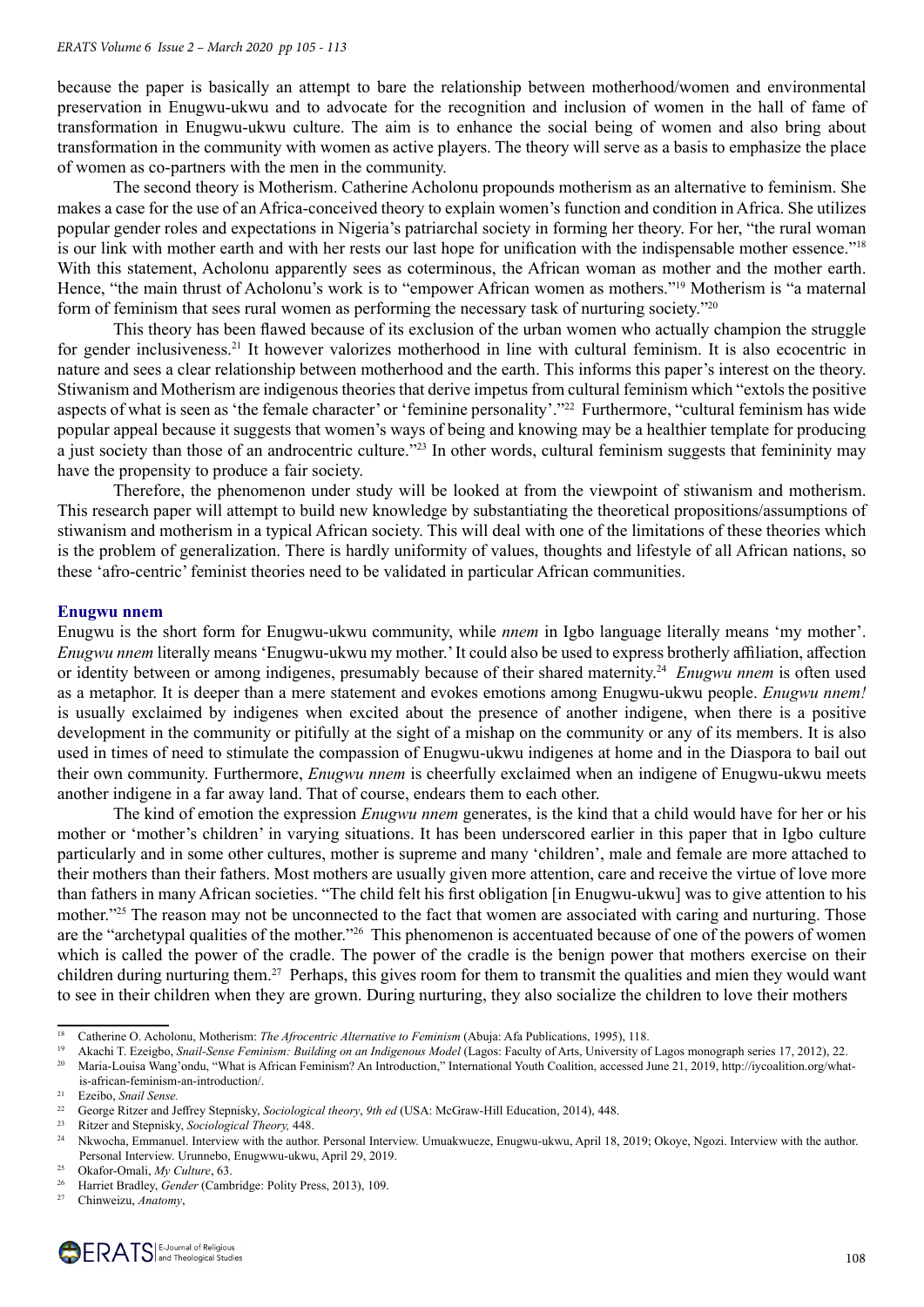because the paper is basically an attempt to bare the relationship between motherhood/women and environmental preservation in Enugwu-ukwu and to advocate for the recognition and inclusion of women in the hall of fame of transformation in Enugwu-ukwu culture. The aim is to enhance the social being of women and also bring about transformation in the community with women as active players. The theory will serve as a basis to emphasize the place of women as co-partners with the men in the community.

The second theory is Motherism. Catherine Acholonu propounds motherism as an alternative to feminism. She makes a case for the use of an Africa-conceived theory to explain women's function and condition in Africa. She utilizes popular gender roles and expectations in Nigeria's patriarchal society in forming her theory. For her, "the rural woman is our link with mother earth and with her rests our last hope for unification with the indispensable mother essence."[18] With this statement, Acholonu apparently sees as coterminous, the African woman as mother and the mother earth. Hence, "the main thrust of Acholonu's work is to "empower African women as mothers."[19] Motherism is "a maternal form of feminism that sees rural women as performing the necessary task of nurturing society."[20]

This theory has been flawed because of its exclusion of the urban women who actually champion the struggle for gender inclusiveness.[21] It however valorizes motherhood in line with cultural feminism. It is also ecocentric in nature and sees a clear relationship between motherhood and the earth. This informs this paper's interest on the theory. Stiwanism and Motherism are indigenous theories that derive impetus from cultural feminism which "extols the positive aspects of what is seen as 'the female character' or 'feminine personality'."[22] Furthermore, "cultural feminism has wide popular appeal because it suggests that women's ways of being and knowing may be a healthier template for producing a just society than those of an androcentric culture."[23] In other words, cultural feminism suggests that femininity may have the propensity to produce a fair society.

Therefore, the phenomenon under study will be looked at from the viewpoint of stiwanism and motherism. This research paper will attempt to build new knowledge by substantiating the theoretical propositions/assumptions of stiwanism and motherism in a typical African society. This will deal with one of the limitations of these theories which is the problem of generalization. There is hardly uniformity of values, thoughts and lifestyle of all African nations, so these 'afro-centric' feminist theories need to be validated in particular African communities.

## Enugwu nnem

Enugwu is the short form for Enugwu-ukwu community, while *nnem* in Igbo language literally means 'my mother'. *Enugwu nnem* literally means 'Enugwu-ukwu my mother.' It could also be used to express brotherly affiliation, affection or identity between or among indigenes, presumably because of their shared maternity.[24] *Enugwu nnem* is often used as a metaphor. It is deeper than a mere statement and evokes emotions among Enugwu-ukwu people. *Enugwu nnem!* is usually exclaimed by indigenes when excited about the presence of another indigene, when there is a positive development in the community or pitifully at the sight of a mishap on the community or any of its members. It is also used in times of need to stimulate the compassion of Enugwu-ukwu indigenes at home and in the Diaspora to bail out their own community. Furthermore, *Enugwu nnem* is cheerfully exclaimed when an indigene of Enugwu-ukwu meets another indigene in a far away land. That of course, endears them to each other.

The kind of emotion the expression *Enugwu nnem* generates, is the kind that a child would have for her or his mother or 'mother's children' in varying situations. It has been underscored earlier in this paper that in Igbo culture particularly and in some other cultures, mother is supreme and many 'children', male and female are more attached to their mothers than their fathers. Most mothers are usually given more attention, care and receive the virtue of love more than fathers in many African societies. "The child felt his first obligation [in Enugwu-ukwu] was to give attention to his mother."[25] The reason may not be unconnected to the fact that women are associated with caring and nurturing. Those are the "archetypal qualities of the mother."[26] This phenomenon is accentuated because of one of the powers of women which is called the power of the cradle. The power of the cradle is the benign power that mothers exercise on their children during nurturing them.[27] Perhaps, this gives room for them to transmit the qualities and mien they would want to see in their children when they are grown. During nurturing, they also socialize the children to love their mothers

---

[18] Catherine O. Acholonu, Motherism: *The Afrocentric Alternative to Feminism* (Abuja: Afa Publications, 1995), 118.

[19] Akachi T. Ezeigbo, *Snail-Sense Feminism: Building on an Indigenous Model* (Lagos: Faculty of Arts, University of Lagos monograph series 17, 2012), 22.

[20] Maria-Louisa Wang'ondu, "What is African Feminism? An Introduction," International Youth Coalition, accessed June 21, 2019, http://iycoalition.org/what-is-african-feminism-an-introduction/.

[21] Ezeibo, *Snail Sense.*

[22] George Ritzer and Jeffrey Stepnisky, *Sociological theory*, *9th ed* (USA: McGraw-Hill Education, 2014), 448.

[23] Ritzer and Stepnisky, *Sociological Theory,* 448.

[24] Nkwocha, Emmanuel. Interview with the author. Personal Interview. Umuakwueze, Enugwu-ukwu, April 18, 2019; Okoye, Ngozi. Interview with the author. Personal Interview. Urunnebo, Enugwwu-ukwu, April 29, 2019.

[25] Okafor-Omali, *My Culture*, 63.

[26] Harriet Bradley, *Gender* (Cambridge: Polity Press, 2013), 109.

[27] Chinweizu, *Anatomy*,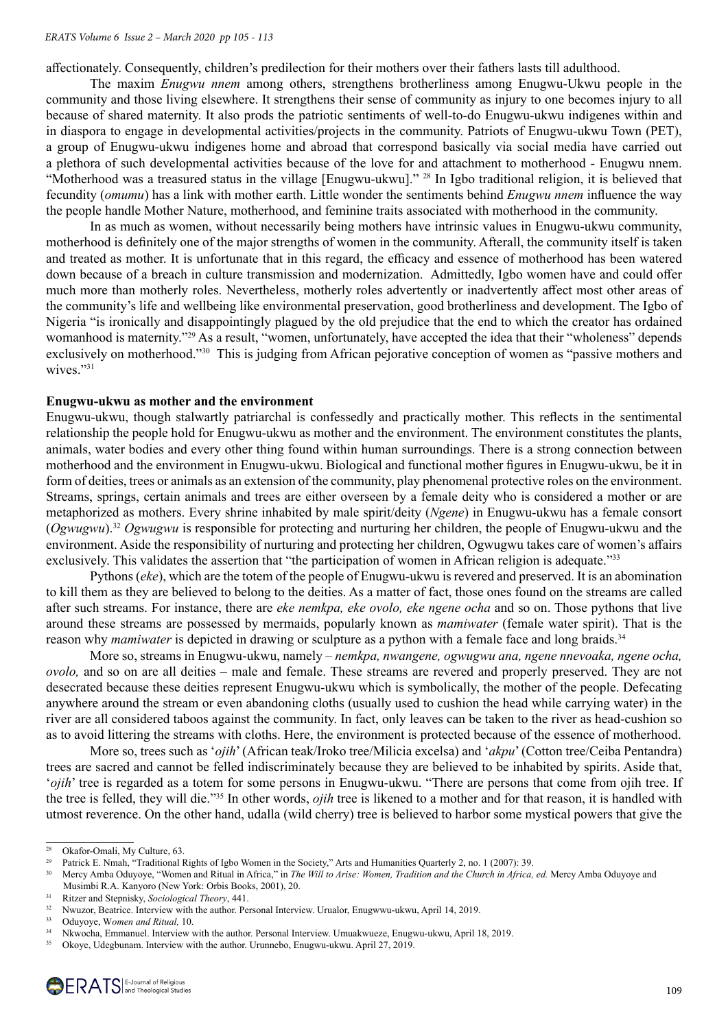affectionately. Consequently, children's predilection for their mothers over their fathers lasts till adulthood.

The maxim *Enugwu nnem* among others, strengthens brotherliness among Enugwu-Ukwu people in the community and those living elsewhere. It strengthens their sense of community as injury to one becomes injury to all because of shared maternity. It also prods the patriotic sentiments of well-to-do Enugwu-ukwu indigenes within and in diaspora to engage in developmental activities/projects in the community. Patriots of Enugwu-ukwu Town (PET), a group of Enugwu-ukwu indigenes home and abroad that correspond basically via social media have carried out a plethora of such developmental activities because of the love for and attachment to motherhood - Enugwu nnem. "Motherhood was a treasured status in the village [Enugwu-ukwu]." [28] In Igbo traditional religion, it is believed that fecundity (*omumu*) has a link with mother earth. Little wonder the sentiments behind *Enugwu nnem* influence the way the people handle Mother Nature, motherhood, and feminine traits associated with motherhood in the community.

In as much as women, without necessarily being mothers have intrinsic values in Enugwu-ukwu community, motherhood is definitely one of the major strengths of women in the community. Afterall, the community itself is taken and treated as mother. It is unfortunate that in this regard, the efficacy and essence of motherhood has been watered down because of a breach in culture transmission and modernization. Admittedly, Igbo women have and could offer much more than motherly roles. Nevertheless, motherly roles advertently or inadvertently affect most other areas of the community's life and wellbeing like environmental preservation, good brotherliness and development. The Igbo of Nigeria "is ironically and disappointingly plagued by the old prejudice that the end to which the creator has ordained womanhood is maternity."[29] As a result, "women, unfortunately, have accepted the idea that their "wholeness" depends exclusively on motherhood."[30] This is judging from African pejorative conception of women as "passive mothers and wives."[31]

**Enugwu-ukwu as mother and the environment**

Enugwu-ukwu, though stalwartly patriarchal is confessedly and practically mother. This reflects in the sentimental relationship the people hold for Enugwu-ukwu as mother and the environment. The environment constitutes the plants, animals, water bodies and every other thing found within human surroundings. There is a strong connection between motherhood and the environment in Enugwu-ukwu. Biological and functional mother figures in Enugwu-ukwu, be it in form of deities, trees or animals as an extension of the community, play phenomenal protective roles on the environment. Streams, springs, certain animals and trees are either overseen by a female deity who is considered a mother or are metaphorized as mothers. Every shrine inhabited by male spirit/deity (*Ngene*) in Enugwu-ukwu has a female consort (*Ogwugwu*).[32] *Ogwugwu* is responsible for protecting and nurturing her children, the people of Enugwu-ukwu and the environment. Aside the responsibility of nurturing and protecting her children, Ogwugwu takes care of women's affairs exclusively. This validates the assertion that "the participation of women in African religion is adequate."[33]

Pythons (*eke*), which are the totem of the people of Enugwu-ukwu is revered and preserved. It is an abomination to kill them as they are believed to belong to the deities. As a matter of fact, those ones found on the streams are called after such streams. For instance, there are *eke nemkpa, eke ovolo, eke ngene ocha* and so on. Those pythons that live around these streams are possessed by mermaids, popularly known as *mamiwater* (female water spirit). That is the reason why *mamiwater* is depicted in drawing or sculpture as a python with a female face and long braids.[34]

More so, streams in Enugwu-ukwu, namely – *nemkpa, nwangene, ogwugwu ana, ngene nnevoaka, ngene ocha, ovolo,* and so on are all deities – male and female. These streams are revered and properly preserved. They are not desecrated because these deities represent Enugwu-ukwu which is symbolically, the mother of the people. Defecating anywhere around the stream or even abandoning cloths (usually used to cushion the head while carrying water) in the river are all considered taboos against the community. In fact, only leaves can be taken to the river as head-cushion so as to avoid littering the streams with cloths. Here, the environment is protected because of the essence of motherhood.

More so, trees such as '*ojih*' (African teak/Iroko tree/Milicia excelsa) and '*akpu*' (Cotton tree/Ceiba Pentandra) trees are sacred and cannot be felled indiscriminately because they are believed to be inhabited by spirits. Aside that, '*ojih*' tree is regarded as a totem for some persons in Enugwu-ukwu. "There are persons that come from ojih tree. If the tree is felled, they will die."[35] In other words, *ojih* tree is likened to a mother and for that reason, it is handled with utmost reverence. On the other hand, udalla (wild cherry) tree is believed to harbor some mystical powers that give the

---

[28] Okafor-Omali, My Culture, 63.

[29] Patrick E. Nmah, "Traditional Rights of Igbo Women in the Society," Arts and Humanities Quarterly 2, no. 1 (2007): 39.

[30] Mercy Amba Oduyoye, "Women and Ritual in Africa," in *The Will to Arise: Women, Tradition and the Church in Africa, ed.* Mercy Amba Oduyoye and Musimbi R.A. Kanyoro (New York: Orbis Books, 2001), 20.

[31] Ritzer and Stepnisky, *Sociological Theory*, 441.

[32] Nwuzor, Beatrice. Interview with the author. Personal Interview. Urualor, Enugwwu-ukwu, April 14, 2019.

[33] Oduyoye, W*omen and Ritual,* 10.

[34] Nkwocha, Emmanuel. Interview with the author. Personal Interview. Umuakwueze, Enugwu-ukwu, April 18, 2019.

[35] Okoye, Udegbunam. Interview with the author. Urunnebo, Enugwu-ukwu. April 27, 2019.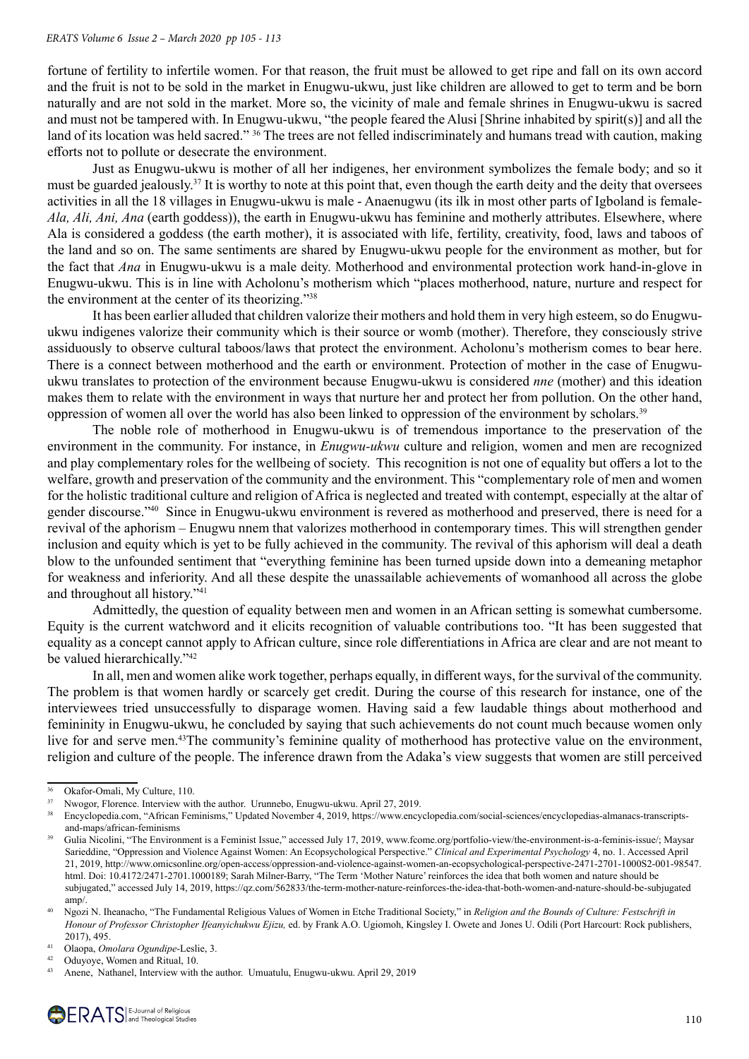fortune of fertility to infertile women. For that reason, the fruit must be allowed to get ripe and fall on its own accord and the fruit is not to be sold in the market in Enugwu-ukwu, just like children are allowed to get to term and be born naturally and are not sold in the market. More so, the vicinity of male and female shrines in Enugwu-ukwu is sacred and must not be tampered with. In Enugwu-ukwu, "the people feared the Alusi [Shrine inhabited by spirit(s)] and all the land of its location was held sacred." [36] The trees are not felled indiscriminately and humans tread with caution, making efforts not to pollute or desecrate the environment.

Just as Enugwu-ukwu is mother of all her indigenes, her environment symbolizes the female body; and so it must be guarded jealously.[37] It is worthy to note at this point that, even though the earth deity and the deity that oversees activities in all the 18 villages in Enugwu-ukwu is male - Anaenugwu (its ilk in most other parts of Igboland is female- *Ala, Ali, Ani, Ana* (earth goddess)), the earth in Enugwu-ukwu has feminine and motherly attributes. Elsewhere, where Ala is considered a goddess (the earth mother), it is associated with life, fertility, creativity, food, laws and taboos of the land and so on. The same sentiments are shared by Enugwu-ukwu people for the environment as mother, but for the fact that *Ana* in Enugwu-ukwu is a male deity. Motherhood and environmental protection work hand-in-glove in Enugwu-ukwu. This is in line with Acholonu's motherism which "places motherhood, nature, nurture and respect for the environment at the center of its theorizing."[38]

It has been earlier alluded that children valorize their mothers and hold them in very high esteem, so do Enugwu-ukwu indigenes valorize their community which is their source or womb (mother). Therefore, they consciously strive assiduously to observe cultural taboos/laws that protect the environment. Acholonu's motherism comes to bear here. There is a connect between motherhood and the earth or environment. Protection of mother in the case of Enugwu-ukwu translates to protection of the environment because Enugwu-ukwu is considered *nne* (mother) and this ideation makes them to relate with the environment in ways that nurture her and protect her from pollution. On the other hand, oppression of women all over the world has also been linked to oppression of the environment by scholars.[39]

The noble role of motherhood in Enugwu-ukwu is of tremendous importance to the preservation of the environment in the community. For instance, in *Enugwu-ukwu* culture and religion, women and men are recognized and play complementary roles for the wellbeing of society. This recognition is not one of equality but offers a lot to the welfare, growth and preservation of the community and the environment. This "complementary role of men and women for the holistic traditional culture and religion of Africa is neglected and treated with contempt, especially at the altar of gender discourse."[40] Since in Enugwu-ukwu environment is revered as motherhood and preserved, there is need for a revival of the aphorism – Enugwu nnem that valorizes motherhood in contemporary times. This will strengthen gender inclusion and equity which is yet to be fully achieved in the community. The revival of this aphorism will deal a death blow to the unfounded sentiment that "everything feminine has been turned upside down into a demeaning metaphor for weakness and inferiority. And all these despite the unassailable achievements of womanhood all across the globe and throughout all history."[41]

Admittedly, the question of equality between men and women in an African setting is somewhat cumbersome. Equity is the current watchword and it elicits recognition of valuable contributions too. "It has been suggested that equality as a concept cannot apply to African culture, since role differentiations in Africa are clear and are not meant to be valued hierarchically."[42]

In all, men and women alike work together, perhaps equally, in different ways, for the survival of the community. The problem is that women hardly or scarcely get credit. During the course of this research for instance, one of the interviewees tried unsuccessfully to disparage women. Having said a few laudable things about motherhood and femininity in Enugwu-ukwu, he concluded by saying that such achievements do not count much because women only live for and serve men.[43]The community's feminine quality of motherhood has protective value on the environment, religion and culture of the people. The inference drawn from the Adaka's view suggests that women are still perceived

---

[36] Okafor-Omali, My Culture, 110.

[37] Nwogor, Florence. Interview with the author. Urunnebo, Enugwu-ukwu. April 27, 2019.

[38] Encyclopedia.com, "African Feminisms," Updated November 4, 2019, https://www.encyclopedia.com/social-sciences/encyclopedias-almanacs-transcripts-and-maps/african-feminisms

[39] Gulia Nicolini, "The Environment is a Feminist Issue," accessed July 17, 2019, www.fcome.org/portfolio-view/the-environment-is-a-feminis-issue/; Maysar Sarieddine, "Oppression and Violence Against Women: An Ecopsychological Perspective." *Clinical and Experimental Psychology* 4, no. 1. Accessed April 21, 2019, http://www.omicsonline.org/open-access/oppression-and-violence-against-women-an-ecopsychological-perspective-2471-2701-1000S2-001-98547.html. Doi: 10.4172/2471-2701.1000189; Sarah Milner-Barry, "The Term 'Mother Nature' reinforces the idea that both women and nature should be subjugated," accessed July 14, 2019, https://qz.com/562833/the-term-mother-nature-reinforces-the-idea-that-both-women-and-nature-should-be-subjugated amp/.

[40] Ngozi N. Iheanacho, "The Fundamental Religious Values of Women in Etche Traditional Society," in *Religion and the Bounds of Culture: Festschrift in Honour of Professor Christopher Ifeanyichukwu Ejizu,* ed. by Frank A.O. Ugiomoh, Kingsley I. Owete and Jones U. Odili (Port Harcourt: Rock publishers, 2017), 495.

[41] Olaopa, *Omolara Ogundipe*-Leslie, 3.

[42] Oduyoye, Women and Ritual, 10.

[43] Anene, Nathanel, Interview with the author. Umuatulu, Enugwu-ukwu. April 29, 2019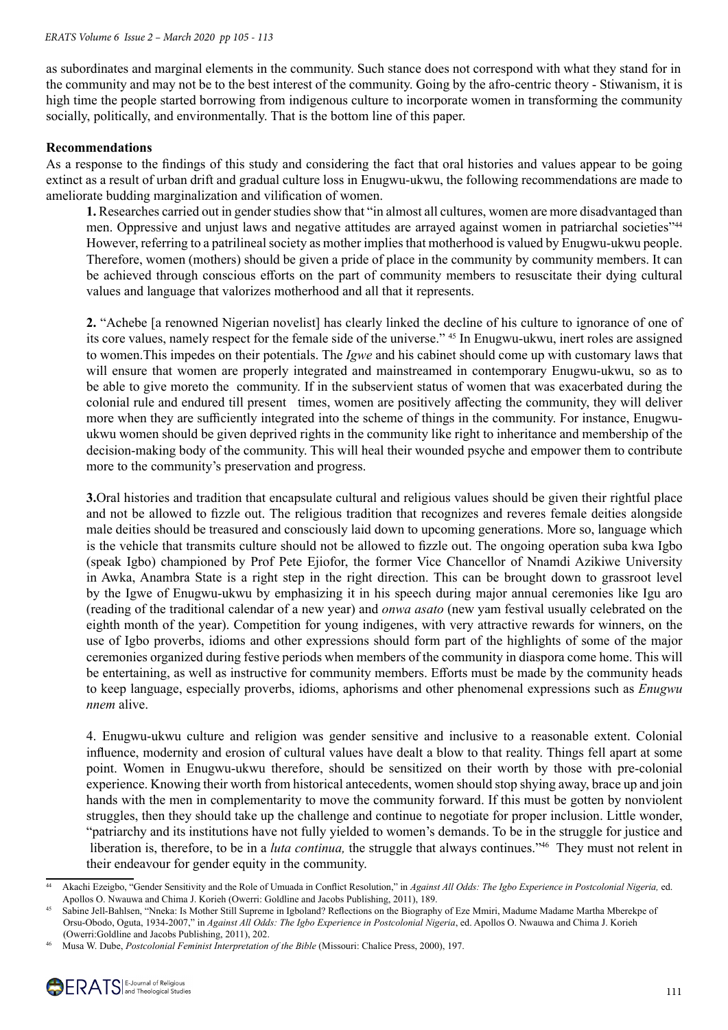as subordinates and marginal elements in the community. Such stance does not correspond with what they stand for in the community and may not be to the best interest of the community. Going by the afro-centric theory - Stiwanism, it is high time the people started borrowing from indigenous culture to incorporate women in transforming the community socially, politically, and environmentally. That is the bottom line of this paper.

**Recommendations**

As a response to the findings of this study and considering the fact that oral histories and values appear to be going extinct as a result of urban drift and gradual culture loss in Enugwu-ukwu, the following recommendations are made to ameliorate budding marginalization and vilification of women.

**1.** Researches carried out in gender studies show that "in almost all cultures, women are more disadvantaged than men. Oppressive and unjust laws and negative attitudes are arrayed against women in patriarchal societies"[44] However, referring to a patrilineal society as mother implies that motherhood is valued by Enugwu-ukwu people. Therefore, women (mothers) should be given a pride of place in the community by community members. It can be achieved through conscious efforts on the part of community members to resuscitate their dying cultural values and language that valorizes motherhood and all that it represents.

**2.** "Achebe [a renowned Nigerian novelist] has clearly linked the decline of his culture to ignorance of one of its core values, namely respect for the female side of the universe." [45] In Enugwu-ukwu, inert roles are assigned to women.This impedes on their potentials. The *Igwe* and his cabinet should come up with customary laws that will ensure that women are properly integrated and mainstreamed in contemporary Enugwu-ukwu, so as to be able to give moreto the community. If in the subservient status of women that was exacerbated during the colonial rule and endured till present times, women are positively affecting the community, they will deliver more when they are sufficiently integrated into the scheme of things in the community. For instance, Enugwu-ukwu women should be given deprived rights in the community like right to inheritance and membership of the decision-making body of the community. This will heal their wounded psyche and empower them to contribute more to the community's preservation and progress.

**3.**Oral histories and tradition that encapsulate cultural and religious values should be given their rightful place and not be allowed to fizzle out. The religious tradition that recognizes and reveres female deities alongside male deities should be treasured and consciously laid down to upcoming generations. More so, language which is the vehicle that transmits culture should not be allowed to fizzle out. The ongoing operation suba kwa Igbo (speak Igbo) championed by Prof Pete Ejiofor, the former Vice Chancellor of Nnamdi Azikiwe University in Awka, Anambra State is a right step in the right direction. This can be brought down to grassroot level by the Igwe of Enugwu-ukwu by emphasizing it in his speech during major annual ceremonies like Igu aro (reading of the traditional calendar of a new year) and *onwa asato* (new yam festival usually celebrated on the eighth month of the year). Competition for young indigenes, with very attractive rewards for winners, on the use of Igbo proverbs, idioms and other expressions should form part of the highlights of some of the major ceremonies organized during festive periods when members of the community in diaspora come home. This will be entertaining, as well as instructive for community members. Efforts must be made by the community heads to keep language, especially proverbs, idioms, aphorisms and other phenomenal expressions such as *Enugwu nnem* alive.

4. Enugwu-ukwu culture and religion was gender sensitive and inclusive to a reasonable extent. Colonial influence, modernity and erosion of cultural values have dealt a blow to that reality. Things fell apart at some point. Women in Enugwu-ukwu therefore, should be sensitized on their worth by those with pre-colonial experience. Knowing their worth from historical antecedents, women should stop shying away, brace up and join hands with the men in complementarity to move the community forward. If this must be gotten by nonviolent struggles, then they should take up the challenge and continue to negotiate for proper inclusion. Little wonder, "patriarchy and its institutions have not fully yielded to women's demands. To be in the struggle for justice and liberation is, therefore, to be in a *luta continua,* the struggle that always continues."[46] They must not relent in their endeavour for gender equity in the community.

---

[44] Akachi Ezeigbo, "Gender Sensitivity and the Role of Umuada in Conflict Resolution," in *Against All Odds: The Igbo Experience in Postcolonial Nigeria,* ed. Apollos O. Nwauwa and Chima J. Korieh (Owerri: Goldline and Jacobs Publishing, 2011), 189.

[45] Sabine Jell-Bahlsen, "Nneka: Is Mother Still Supreme in Igboland? Reflections on the Biography of Eze Mmiri, Madume Madame Martha Mberekpe of Orsu-Obodo, Oguta, 1934-2007," in *Against All Odds: The Igbo Experience in Postcolonial Nigeria*, ed. Apollos O. Nwauwa and Chima J. Korieh (Owerri:Goldline and Jacobs Publishing, 2011), 202.

[46] Musa W. Dube, *Postcolonial Feminist Interpretation of the Bible* (Missouri: Chalice Press, 2000), 197.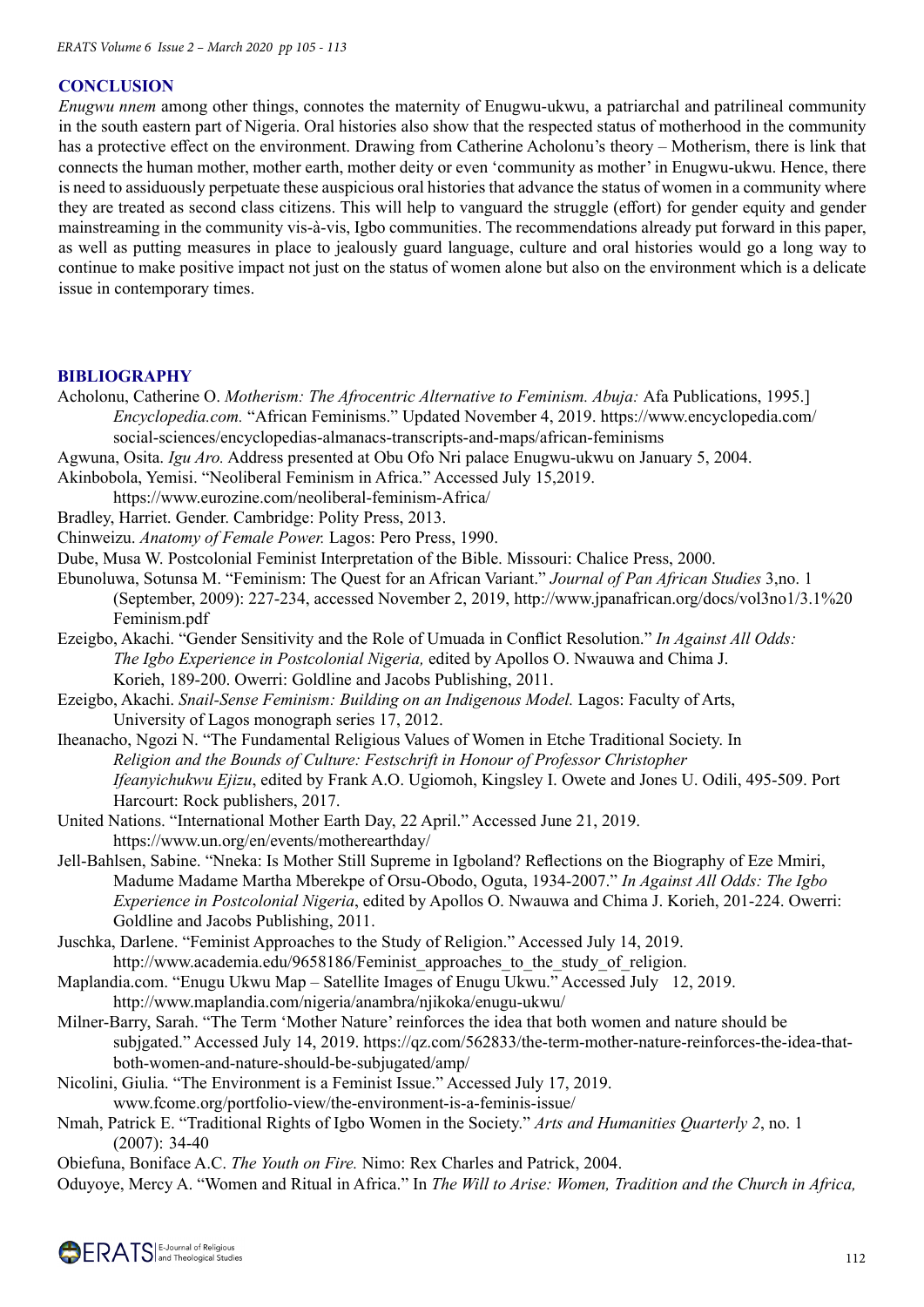## CONCLUSION

*Enugwu nnem* among other things, connotes the maternity of Enugwu-ukwu, a patriarchal and patrilineal community in the south eastern part of Nigeria. Oral histories also show that the respected status of motherhood in the community has a protective effect on the environment. Drawing from Catherine Acholonu's theory – Motherism, there is link that connects the human mother, mother earth, mother deity or even 'community as mother' in Enugwu-ukwu. Hence, there is need to assiduously perpetuate these auspicious oral histories that advance the status of women in a community where they are treated as second class citizens. This will help to vanguard the struggle (effort) for gender equity and gender mainstreaming in the community vis-à-vis, Igbo communities. The recommendations already put forward in this paper, as well as putting measures in place to jealously guard language, culture and oral histories would go a long way to continue to make positive impact not just on the status of women alone but also on the environment which is a delicate issue in contemporary times.

## BIBLIOGRAPHY

Acholonu, Catherine O. *Motherism: The Afrocentric Alternative to Feminism. Abuja:* Afa Publications, 1995.] *Encyclopedia.com.* "African Feminisms." Updated November 4, 2019. https://www.encyclopedia.com/social-sciences/encyclopedias-almanacs-transcripts-and-maps/african-feminisms

Agwuna, Osita. *Igu Aro.* Address presented at Obu Ofo Nri palace Enugwu-ukwu on January 5, 2004.

Akinbobola, Yemisi. "Neoliberal Feminism in Africa." Accessed July 15,2019. https://www.eurozine.com/neoliberal-feminism-Africa/

Bradley, Harriet. Gender. Cambridge: Polity Press, 2013.

Chinweizu. *Anatomy of Female Power.* Lagos: Pero Press, 1990.

Dube, Musa W. Postcolonial Feminist Interpretation of the Bible. Missouri: Chalice Press, 2000.

Ebunoluwa, Sotunsa M. "Feminism: The Quest for an African Variant." *Journal of Pan African Studies* 3,no. 1 (September, 2009): 227-234, accessed November 2, 2019, http://www.jpanafrican.org/docs/vol3no1/3.1%20Feminism.pdf

Ezeigbo, Akachi. "Gender Sensitivity and the Role of Umuada in Conflict Resolution." *In Against All Odds: The Igbo Experience in Postcolonial Nigeria,* edited by Apollos O. Nwauwa and Chima J. Korieh, 189-200. Owerri: Goldline and Jacobs Publishing, 2011.

Ezeigbo, Akachi. *Snail-Sense Feminism: Building on an Indigenous Model.* Lagos: Faculty of Arts, University of Lagos monograph series 17, 2012.

Iheanacho, Ngozi N. "The Fundamental Religious Values of Women in Etche Traditional Society. In *Religion and the Bounds of Culture: Festschrift in Honour of Professor Christopher Ifeanyichukwu Ejizu*, edited by Frank A.O. Ugiomoh, Kingsley I. Owete and Jones U. Odili, 495-509. Port Harcourt: Rock publishers, 2017.

United Nations. "International Mother Earth Day, 22 April." Accessed June 21, 2019. https://www.un.org/en/events/motherearthday/

Jell-Bahlsen, Sabine. "Nneka: Is Mother Still Supreme in Igboland? Reflections on the Biography of Eze Mmiri, Madume Madame Martha Mberekpe of Orsu-Obodo, Oguta, 1934-2007." *In Against All Odds: The Igbo Experience in Postcolonial Nigeria*, edited by Apollos O. Nwauwa and Chima J. Korieh, 201-224. Owerri: Goldline and Jacobs Publishing, 2011.

Juschka, Darlene. "Feminist Approaches to the Study of Religion." Accessed July 14, 2019. http://www.academia.edu/9658186/Feminist_approaches_to_the_study_of_religion.

Maplandia.com. "Enugu Ukwu Map – Satellite Images of Enugu Ukwu." Accessed July 12, 2019. http://www.maplandia.com/nigeria/anambra/njikoka/enugu-ukwu/

Milner-Barry, Sarah. "The Term 'Mother Nature' reinforces the idea that both women and nature should be subjgated." Accessed July 14, 2019. https://qz.com/562833/the-term-mother-nature-reinforces-the-idea-that-both-women-and-nature-should-be-subjugated/amp/

Nicolini, Giulia. "The Environment is a Feminist Issue." Accessed July 17, 2019. www.fcome.org/portfolio-view/the-environment-is-a-feminis-issue/

Nmah, Patrick E. "Traditional Rights of Igbo Women in the Society." *Arts and Humanities Quarterly 2*, no. 1 (2007): 34-40

Obiefuna, Boniface A.C. *The Youth on Fire.* Nimo: Rex Charles and Patrick, 2004.

Oduyoye, Mercy A. "Women and Ritual in Africa." In *The Will to Arise: Women, Tradition and the Church in Africa,*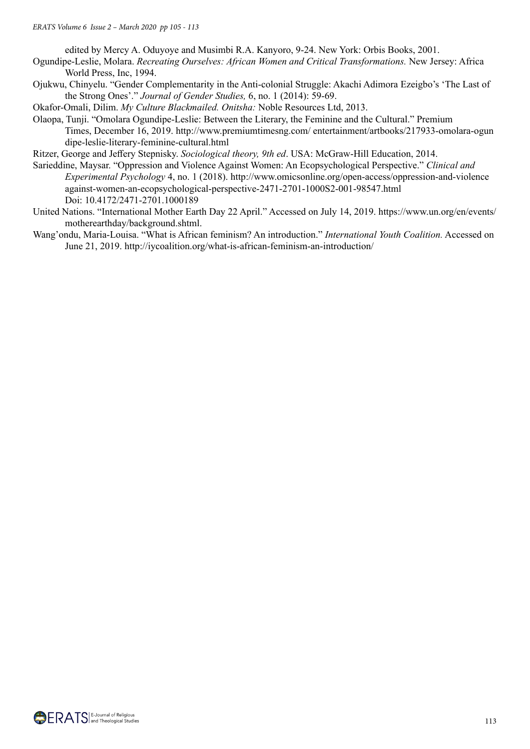edited by Mercy A. Oduyoye and Musimbi R.A. Kanyoro, 9-24. New York: Orbis Books, 2001.

Ogundipe-Leslie, Molara. *Recreating Ourselves: African Women and Critical Transformations.* New Jersey: Africa World Press, Inc, 1994.

Ojukwu, Chinyelu. "Gender Complementarity in the Anti-colonial Struggle: Akachi Adimora Ezeigbo's 'The Last of the Strong Ones'." *Journal of Gender Studies,* 6, no. 1 (2014): 59-69.

Okafor-Omali, Dilim. *My Culture Blackmailed. Onitsha:* Noble Resources Ltd, 2013.

Olaopa, Tunji. "Omolara Ogundipe-Leslie: Between the Literary, the Feminine and the Cultural." Premium Times, December 16, 2019. http://www.premiumtimesng.com/ entertainment/artbooks/217933-omolara-ogundipe-leslie-literary-feminine-cultural.html

Ritzer, George and Jeffery Stepnisky. *Sociological theory, 9th ed*. USA: McGraw-Hill Education, 2014.

Sarieddine, Maysar. "Oppression and Violence Against Women: An Ecopsychological Perspective." *Clinical and Experimental Psychology* 4, no. 1 (2018). http://www.omicsonline.org/open-access/oppression-and-violence against-women-an-ecopsychological-perspective-2471-2701-1000S2-001-98547.html Doi: 10.4172/2471-2701.1000189

United Nations. "International Mother Earth Day 22 April." Accessed on July 14, 2019. https://www.un.org/en/events/motherearthday/background.shtml.

Wang'ondu, Maria-Louisa. "What is African feminism? An introduction." *International Youth Coalition*. Accessed on June 21, 2019. http://iycoalition.org/what-is-african-feminism-an-introduction/